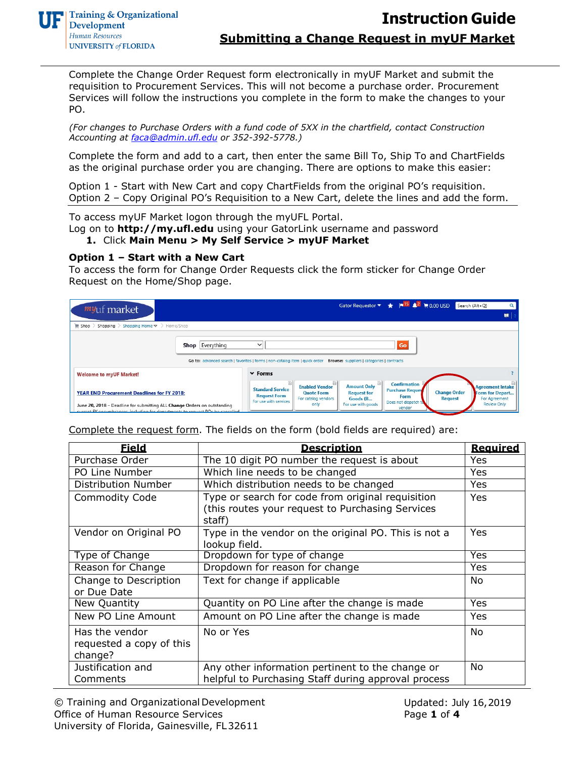# Instruction Guide

## Submitting a Change Request in myUF Market

Complete the Change Order Request form electronically in myUF Market and submit the requisition to Procurement Services. This will not become a purchase order. Procurement Services will follow the instructions you complete in the form to make the changes to your PO.

*(For changes to Purchase Orders with a fund code of 5XX in the chartfield, contact Construction Accounting at faca@admin.ufl.edu or 352-392-5778.)*

Complete the form and add to a cart, then enter the same Bill To, Ship To and ChartFields as the original purchase order you are changing. There are options to make this easier:

Option 1 - Start with New Cart and copy ChartFields from the original PO's requisition.
Option 2 – Copy Original PO's Requisition to a New Cart, delete the lines and add the form.

To access myUF Market logon through the myUFL Portal.
Log on to **http://my.ufl.edu** using your GatorLink username and password

1. Click **Main Menu > My Self Service > myUF Market**

### Option 1 – Start with a New Cart

To access the form for Change Order Requests click the form sticker for Change Order Request on the Home/Shop page.

Complete the request form. The fields on the form (bold fields are required) are:

| Field | Description | Required |
|---|---|---|
| Purchase Order | The 10 digit PO number the request is about | Yes |
| PO Line Number | Which line needs to be changed | Yes |
| Distribution Number | Which distribution needs to be changed | Yes |
| Commodity Code | Type or search for code from original requisition (this routes your request to Purchasing Services staff) | Yes |
| Vendor on Original PO | Type in the vendor on the original PO. This is not a lookup field. | Yes |
| Type of Change | Dropdown for type of change | Yes |
| Reason for Change | Dropdown for reason for change | Yes |
| Change to Description or Due Date | Text for change if applicable | No |
| New Quantity | Quantity on PO Line after the change is made | Yes |
| New PO Line Amount | Amount on PO Line after the change is made | Yes |
| Has the vendor requested a copy of this change? | No or Yes | No |
| Justification and Comments | Any other information pertinent to the change or helpful to Purchasing Staff during approval process | No |

© Training and Organizational Development
Office of Human Resource Services
University of Florida, Gainesville, FL 32611

Updated: July 16, 2019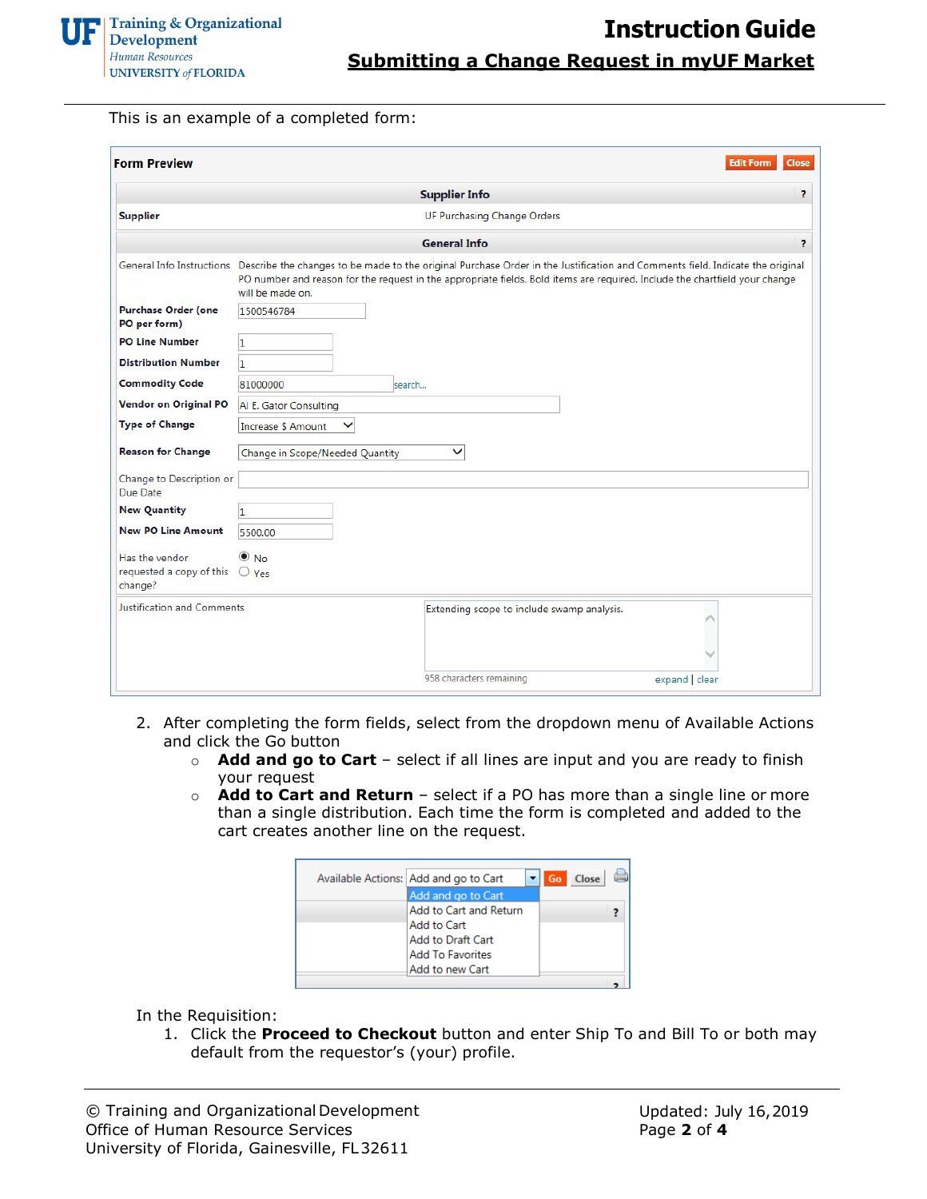This is an example of a completed form:

**Form Preview**

**Supplier Info**

| | |
|---|---|
| **Supplier** | UF Purchasing Change Orders |

**General Info**

| | |
|---|---|
| General Info Instructions | Describe the changes to be made to the original Purchase Order in the Justification and Comments field. Indicate the original PO number and reason for the request in the appropriate fields. Bold items are required. Include the chartfield your change will be made on. |
| **Purchase Order (one PO per form)** | 1500546784 |
| **PO Line Number** | 1 |
| **Distribution Number** | 1 |
| **Commodity Code** | 81000000 |
| **Vendor on Original PO** | Al E. Gator Consulting |
| **Type of Change** | Increase $ Amount |
| **Reason for Change** | Change in Scope/Needed Quantity |
| Change to Description or Due Date | |
| **New Quantity** | 1 |
| **New PO Line Amount** | 5500.00 |
| Has the vendor requested a copy of this change? | (•) No ( ) Yes |
| Justification and Comments | Extending scope to include swamp analysis. |

2. After completing the form fields, select from the dropdown menu of Available Actions and click the Go button
   - **Add and go to Cart** – select if all lines are input and you are ready to finish your request
   - **Add to Cart and Return** – select if a PO has more than a single line or more than a single distribution. Each time the form is completed and added to the cart creates another line on the request.

Available Actions: Add and go to Cart | Go | Close

- Add and go to Cart
- Add to Cart and Return
- Add to Cart
- Add to Draft Cart
- Add To Favorites
- Add to new Cart

In the Requisition:

1. Click the **Proceed to Checkout** button and enter Ship To and Bill To or both may default from the requestor's (your) profile.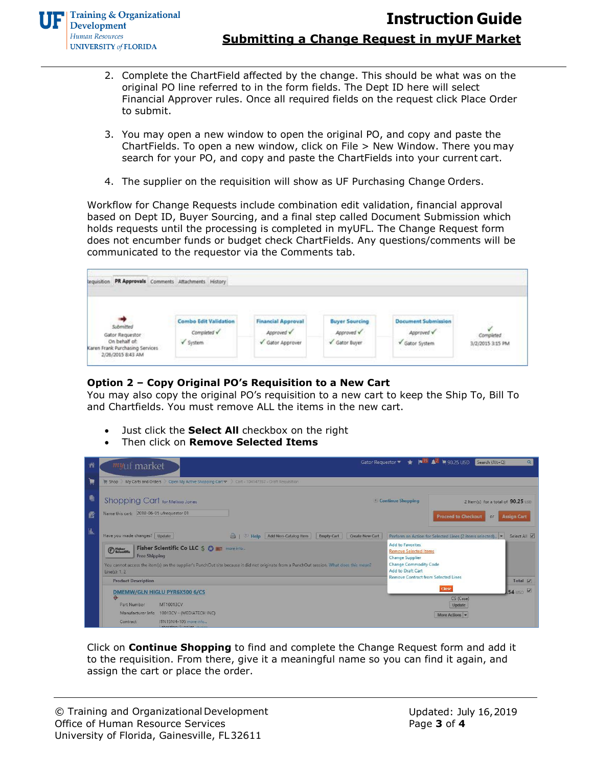2. Complete the ChartField affected by the change. This should be what was on the original PO line referred to in the form fields. The Dept ID here will select Financial Approver rules. Once all required fields on the request click Place Order to submit.

3. You may open a new window to open the original PO, and copy and paste the ChartFields. To open a new window, click on File > New Window. There you may search for your PO, and copy and paste the ChartFields into your current cart.

4. The supplier on the requisition will show as UF Purchasing Change Orders.

Workflow for Change Requests include combination edit validation, financial approval based on Dept ID, Buyer Sourcing, and a final step called Document Submission which holds requests until the processing is completed in myUFL. The Change Request form does not encumber funds or budget check ChartFields. Any questions/comments will be communicated to the requestor via the Comments tab.

### Option 2 – Copy Original PO's Requisition to a New Cart

You may also copy the original PO's requisition to a new cart to keep the Ship To, Bill To and Chartfields. You must remove ALL the items in the new cart.

- Just click the **Select All** checkbox on the right
- Then click on **Remove Selected Items**

Click on **Continue Shopping** to find and complete the Change Request form and add it to the requisition. From there, give it a meaningful name so you can find it again, and assign the cart or place the order.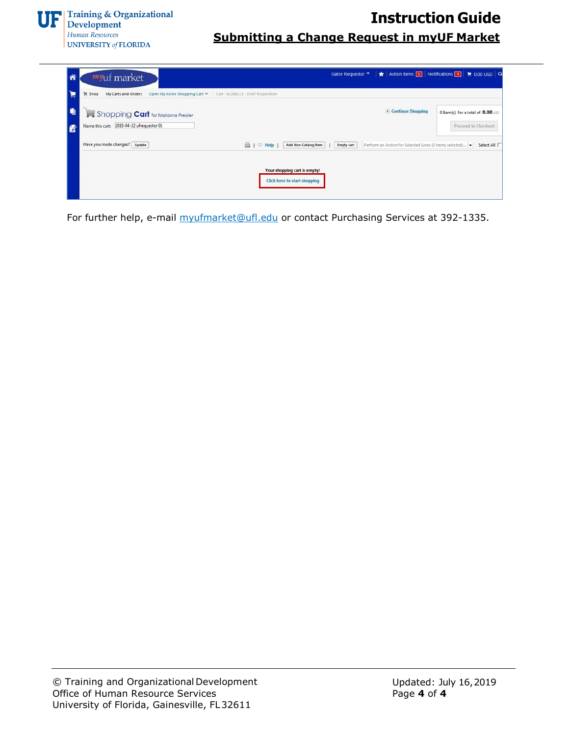For further help, e-mail myufmarket@ufl.edu or contact Purchasing Services at 392-1335.